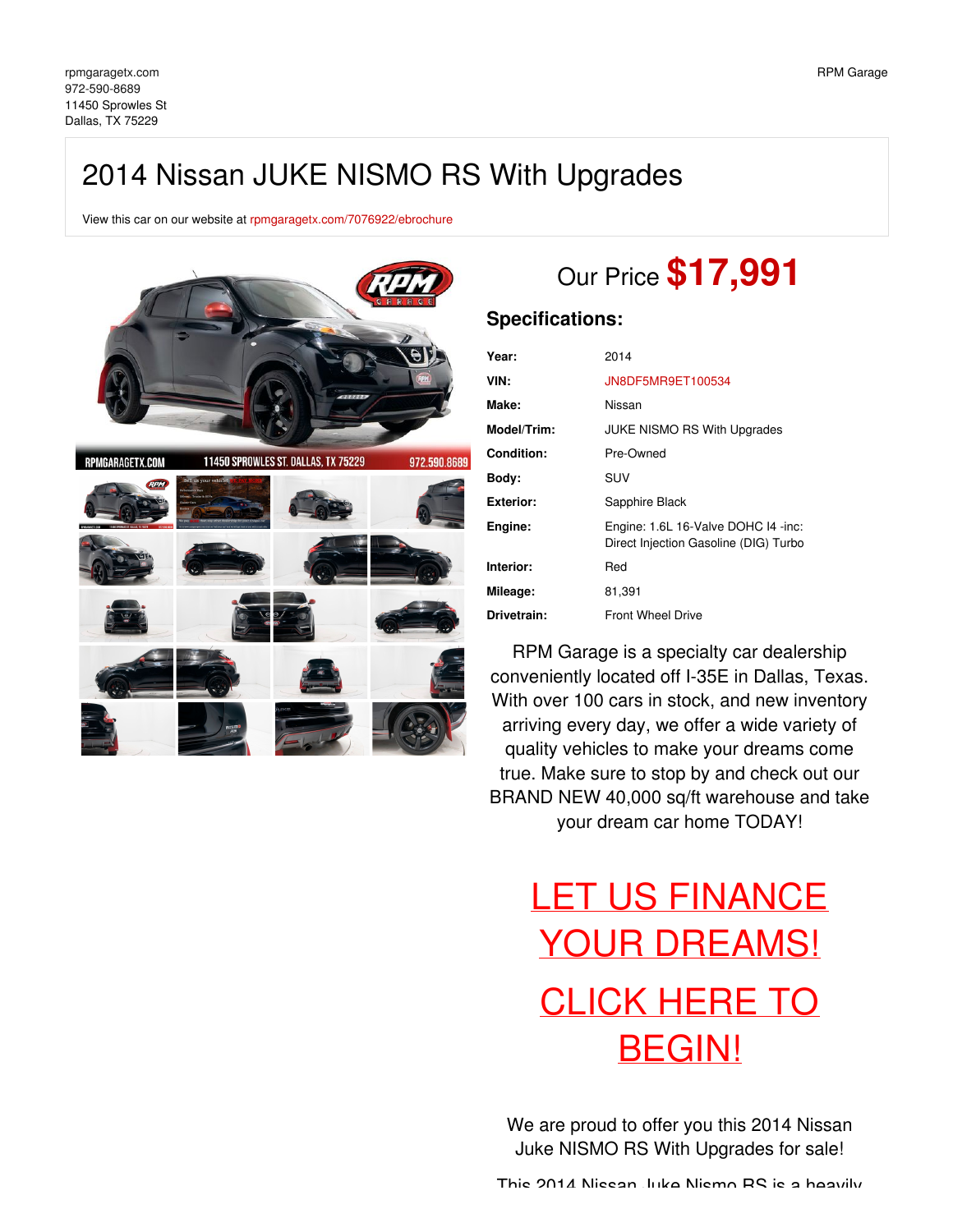rpmgaragetx.com
972-590-8689
11450 Sprowles St
Dallas, TX 75229

RPM Garage

# 2014 Nissan JUKE NISMO RS With Upgrades

View this car on our website at rpmgaragetx.com/7076922/ebrochure

## Our Price **$17,991**

### Specifications:

| | |
|---|---|
| **Year:** | 2014 |
| **VIN:** | JN8DF5MR9ET100534 |
| **Make:** | Nissan |
| **Model/Trim:** | JUKE NISMO RS With Upgrades |
| **Condition:** | Pre-Owned |
| **Body:** | SUV |
| **Exterior:** | Sapphire Black |
| **Engine:** | Engine: 1.6L 16-Valve DOHC I4 -inc: Direct Injection Gasoline (DIG) Turbo |
| **Interior:** | Red |
| **Mileage:** | 81,391 |
| **Drivetrain:** | Front Wheel Drive |

RPM Garage is a specialty car dealership conveniently located off I-35E in Dallas, Texas. With over 100 cars in stock, and new inventory arriving every day, we offer a wide variety of quality vehicles to make your dreams come true. Make sure to stop by and check out our BRAND NEW 40,000 sq/ft warehouse and take your dream car home TODAY!

# LET US FINANCE YOUR DREAMS!

# CLICK HERE TO BEGIN!

We are proud to offer you this 2014 Nissan Juke NISMO RS With Upgrades for sale!

This 2014 Nissan Juke Nismo RS is a heavily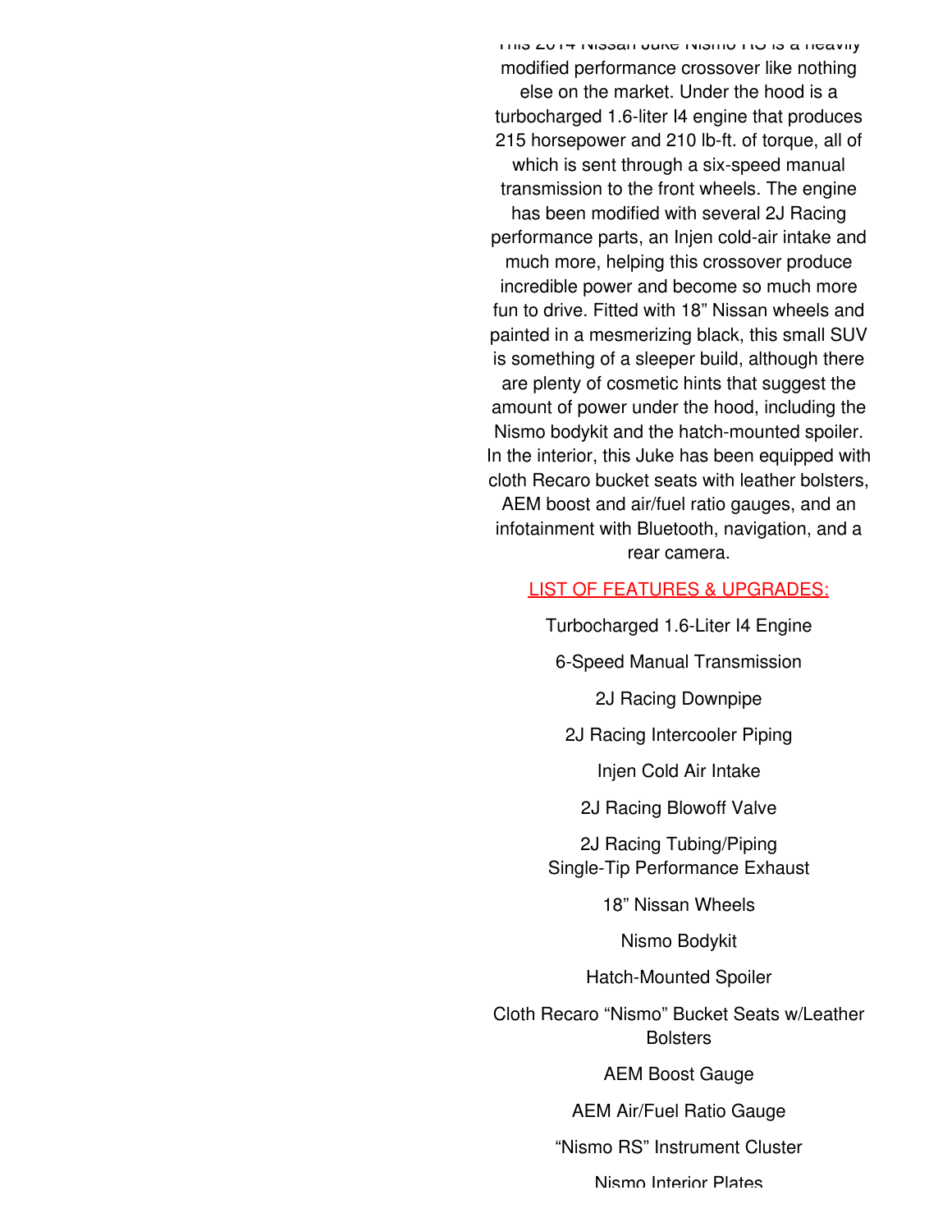This 2014 Nissan Juke Nismo RS is a heavily modified performance crossover like nothing else on the market. Under the hood is a turbocharged 1.6-liter I4 engine that produces 215 horsepower and 210 lb-ft. of torque, all of which is sent through a six-speed manual transmission to the front wheels. The engine has been modified with several 2J Racing performance parts, an Injen cold-air intake and much more, helping this crossover produce incredible power and become so much more fun to drive. Fitted with 18” Nissan wheels and painted in a mesmerizing black, this small SUV is something of a sleeper build, although there are plenty of cosmetic hints that suggest the amount of power under the hood, including the Nismo bodykit and the hatch-mounted spoiler. In the interior, this Juke has been equipped with cloth Recaro bucket seats with leather bolsters, AEM boost and air/fuel ratio gauges, and an infotainment with Bluetooth, navigation, and a rear camera.

LIST OF FEATURES & UPGRADES:

Turbocharged 1.6-Liter I4 Engine

6-Speed Manual Transmission

2J Racing Downpipe

2J Racing Intercooler Piping

Injen Cold Air Intake

2J Racing Blowoff Valve

2J Racing Tubing/Piping
Single-Tip Performance Exhaust

18” Nissan Wheels

Nismo Bodykit

Hatch-Mounted Spoiler

Cloth Recaro “Nismo” Bucket Seats w/Leather Bolsters

AEM Boost Gauge

AEM Air/Fuel Ratio Gauge

“Nismo RS” Instrument Cluster

Nismo Interior Plates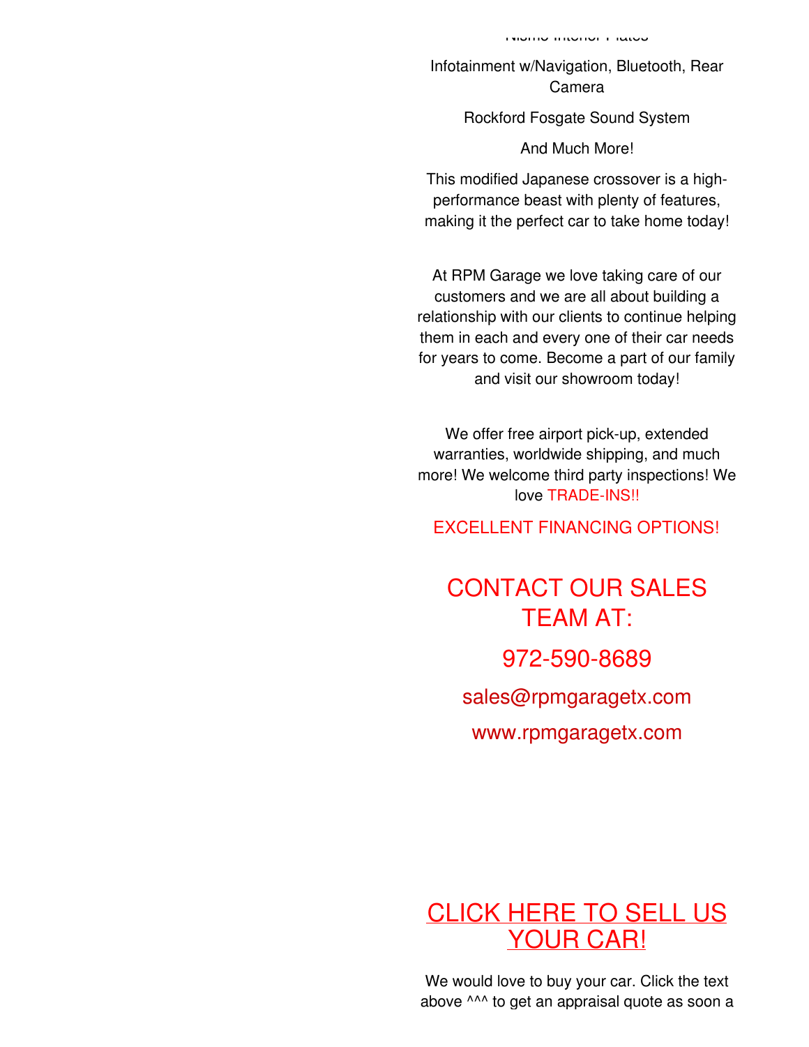Nismo Interior Plates

Infotainment w/Navigation, Bluetooth, Rear Camera

Rockford Fosgate Sound System

And Much More!

This modified Japanese crossover is a high-performance beast with plenty of features, making it the perfect car to take home today!

At RPM Garage we love taking care of our customers and we are all about building a relationship with our clients to continue helping them in each and every one of their car needs for years to come. Become a part of our family and visit our showroom today!

We offer free airport pick-up, extended warranties, worldwide shipping, and much more! We welcome third party inspections! We love TRADE-INS!!

EXCELLENT FINANCING OPTIONS!

## CONTACT OUR SALES TEAM AT:

## 972-590-8689

sales@rpmgaragetx.com

www.rpmgaragetx.com

## CLICK HERE TO SELL US YOUR CAR!

We would love to buy your car. Click the text above ^^^ to get an appraisal quote as soon a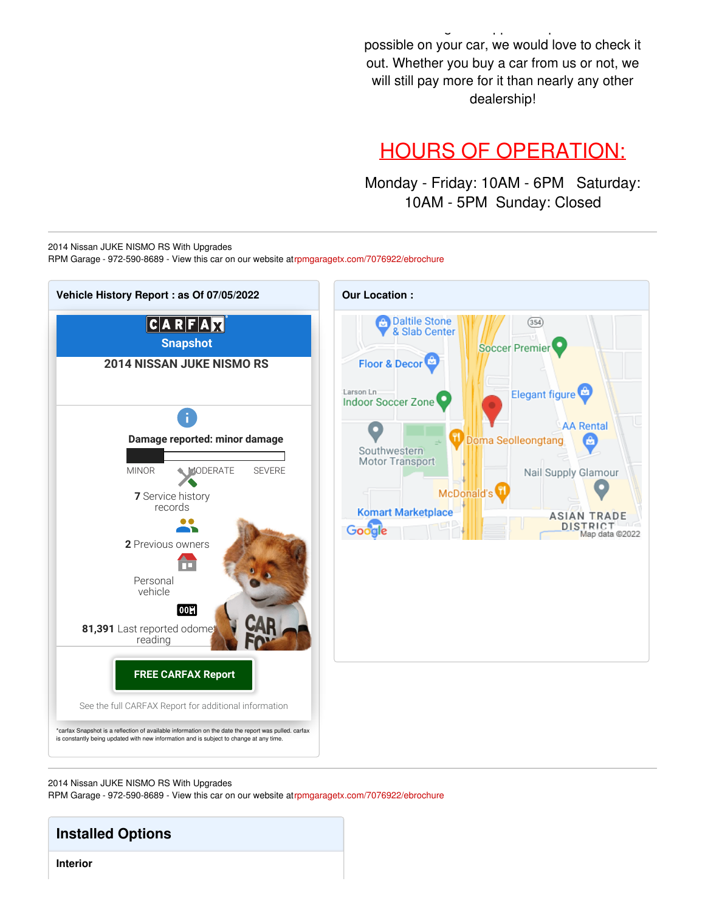possible on your car, we would love to check it out. Whether you buy a car from us or not, we will still pay more for it than nearly any other dealership!

## HOURS OF OPERATION:

Monday - Friday: 10AM - 6PM   Saturday: 10AM - 5PM  Sunday: Closed

2014 Nissan JUKE NISMO RS With Upgrades
RPM Garage - 972-590-8689 - View this car on our website at rpmgaragetx.com/7076922/ebrochure

### Vehicle History Report : as Of 07/05/2022

CARFAX Snapshot

**2014 NISSAN JUKE NISMO RS**

**Damage reported: minor damage**

MINOR   MODERATE   SEVERE

**7** Service history records

**2** Previous owners

Personal vehicle

**81,391** Last reported odometer reading

**FREE CARFAX Report**

See the full CARFAX Report for additional information

*carfax Snapshot is a reflection of available information on the date the report was pulled. carfax is constantly being updated with new information and is subject to change at any time.

### Our Location :

Daltile Stone & Slab Center
Soccer Premier
Floor & Decor
Larson Ln
Indoor Soccer Zone
Elegant figure
AA Rental
Doma Seolleongtang
Southwestern Motor Transport
Nail Supply Glamour
McDonald's
Komart Marketplace
ASIAN TRADE DISTRICT
Map data ©2022

2014 Nissan JUKE NISMO RS With Upgrades
RPM Garage - 972-590-8689 - View this car on our website at rpmgaragetx.com/7076922/ebrochure

## Installed Options

**Interior**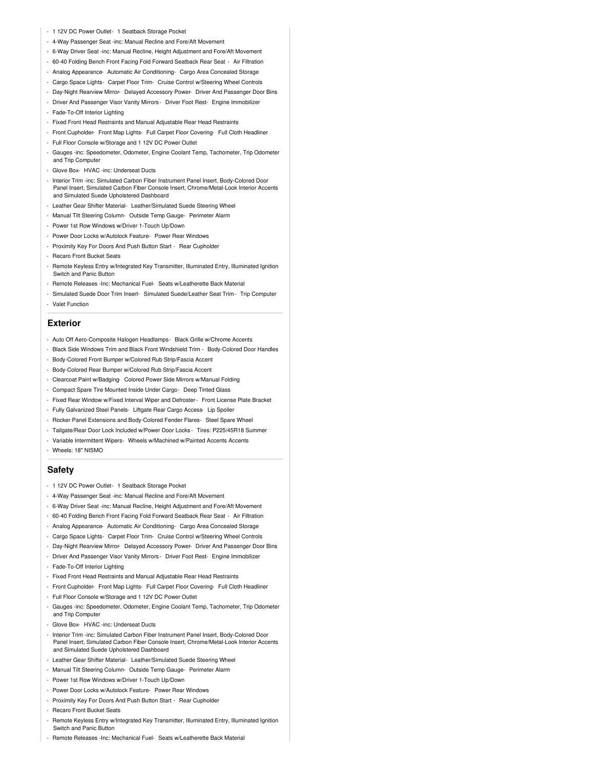- 1 12V DC Power Outlet- 1 Seatback Storage Pocket
- 4-Way Passenger Seat -inc: Manual Recline and Fore/Aft Movement
- 6-Way Driver Seat -inc: Manual Recline, Height Adjustment and Fore/Aft Movement
- 60-40 Folding Bench Front Facing Fold Forward Seatback Rear Seat - Air Filtration
- Analog Appearance- Automatic Air Conditioning- Cargo Area Concealed Storage
- Cargo Space Lights- Carpet Floor Trim- Cruise Control w/Steering Wheel Controls
- Day-Night Rearview Mirror- Delayed Accessory Power- Driver And Passenger Door Bins
- Driver And Passenger Visor Vanity Mirrors - Driver Foot Rest- Engine Immobilizer
- Fade-To-Off Interior Lighting
- Fixed Front Head Restraints and Manual Adjustable Rear Head Restraints
- Front Cupholder- Front Map Lights- Full Carpet Floor Covering- Full Cloth Headliner
- Full Floor Console w/Storage and 1 12V DC Power Outlet
- Gauges -inc: Speedometer, Odometer, Engine Coolant Temp, Tachometer, Trip Odometer and Trip Computer
- Glove Box- HVAC -inc: Underseat Ducts
- Interior Trim -inc: Simulated Carbon Fiber Instrument Panel Insert, Body-Colored Door Panel Insert, Simulated Carbon Fiber Console Insert, Chrome/Metal-Look Interior Accents and Simulated Suede Upholstered Dashboard
- Leather Gear Shifter Material- Leather/Simulated Suede Steering Wheel
- Manual Tilt Steering Column- Outside Temp Gauge- Perimeter Alarm
- Power 1st Row Windows w/Driver 1-Touch Up/Down
- Power Door Locks w/Autolock Feature- Power Rear Windows
- Proximity Key For Doors And Push Button Start - Rear Cupholder
- Recaro Front Bucket Seats
- Remote Keyless Entry w/Integrated Key Transmitter, Illuminated Entry, Illuminated Ignition Switch and Panic Button
- Remote Releases -Inc: Mechanical Fuel- Seats w/Leatherette Back Material
- Simulated Suede Door Trim Insert- Simulated Suede/Leather Seat Trim - Trip Computer
- Valet Function

## Exterior

- Auto Off Aero-Composite Halogen Headlamps- Black Grille w/Chrome Accents
- Black Side Windows Trim and Black Front Windshield Trim - Body-Colored Door Handles
- Body-Colored Front Bumper w/Colored Rub Strip/Fascia Accent
- Body-Colored Rear Bumper w/Colored Rub Strip/Fascia Accent
- Clearcoat Paint w/Badging- Colored Power Side Mirrors w/Manual Folding
- Compact Spare Tire Mounted Inside Under Cargo - Deep Tinted Glass
- Fixed Rear Window w/Fixed Interval Wiper and Defroster - Front License Plate Bracket
- Fully Galvanized Steel Panels- Liftgate Rear Cargo Access- Lip Spoiler
- Rocker Panel Extensions and Body-Colored Fender Flares- Steel Spare Wheel
- Tailgate/Rear Door Lock Included w/Power Door Locks - Tires: P225/45R18 Summer
- Variable Intermittent Wipers- Wheels w/Machined w/Painted Accents Accents
- Wheels: 18" NISMO

## Safety

- 1 12V DC Power Outlet- 1 Seatback Storage Pocket
- 4-Way Passenger Seat -inc: Manual Recline and Fore/Aft Movement
- 6-Way Driver Seat -inc: Manual Recline, Height Adjustment and Fore/Aft Movement
- 60-40 Folding Bench Front Facing Fold Forward Seatback Rear Seat - Air Filtration
- Analog Appearance- Automatic Air Conditioning- Cargo Area Concealed Storage
- Cargo Space Lights- Carpet Floor Trim- Cruise Control w/Steering Wheel Controls
- Day-Night Rearview Mirror- Delayed Accessory Power- Driver And Passenger Door Bins
- Driver And Passenger Visor Vanity Mirrors - Driver Foot Rest- Engine Immobilizer
- Fade-To-Off Interior Lighting
- Fixed Front Head Restraints and Manual Adjustable Rear Head Restraints
- Front Cupholder- Front Map Lights- Full Carpet Floor Covering- Full Cloth Headliner
- Full Floor Console w/Storage and 1 12V DC Power Outlet
- Gauges -inc: Speedometer, Odometer, Engine Coolant Temp, Tachometer, Trip Odometer and Trip Computer
- Glove Box- HVAC -inc: Underseat Ducts
- Interior Trim -inc: Simulated Carbon Fiber Instrument Panel Insert, Body-Colored Door Panel Insert, Simulated Carbon Fiber Console Insert, Chrome/Metal-Look Interior Accents and Simulated Suede Upholstered Dashboard
- Leather Gear Shifter Material- Leather/Simulated Suede Steering Wheel
- Manual Tilt Steering Column- Outside Temp Gauge- Perimeter Alarm
- Power 1st Row Windows w/Driver 1-Touch Up/Down
- Power Door Locks w/Autolock Feature- Power Rear Windows
- Proximity Key For Doors And Push Button Start - Rear Cupholder
- Recaro Front Bucket Seats
- Remote Keyless Entry w/Integrated Key Transmitter, Illuminated Entry, Illuminated Ignition Switch and Panic Button
- Remote Releases -Inc: Mechanical Fuel- Seats w/Leatherette Back Material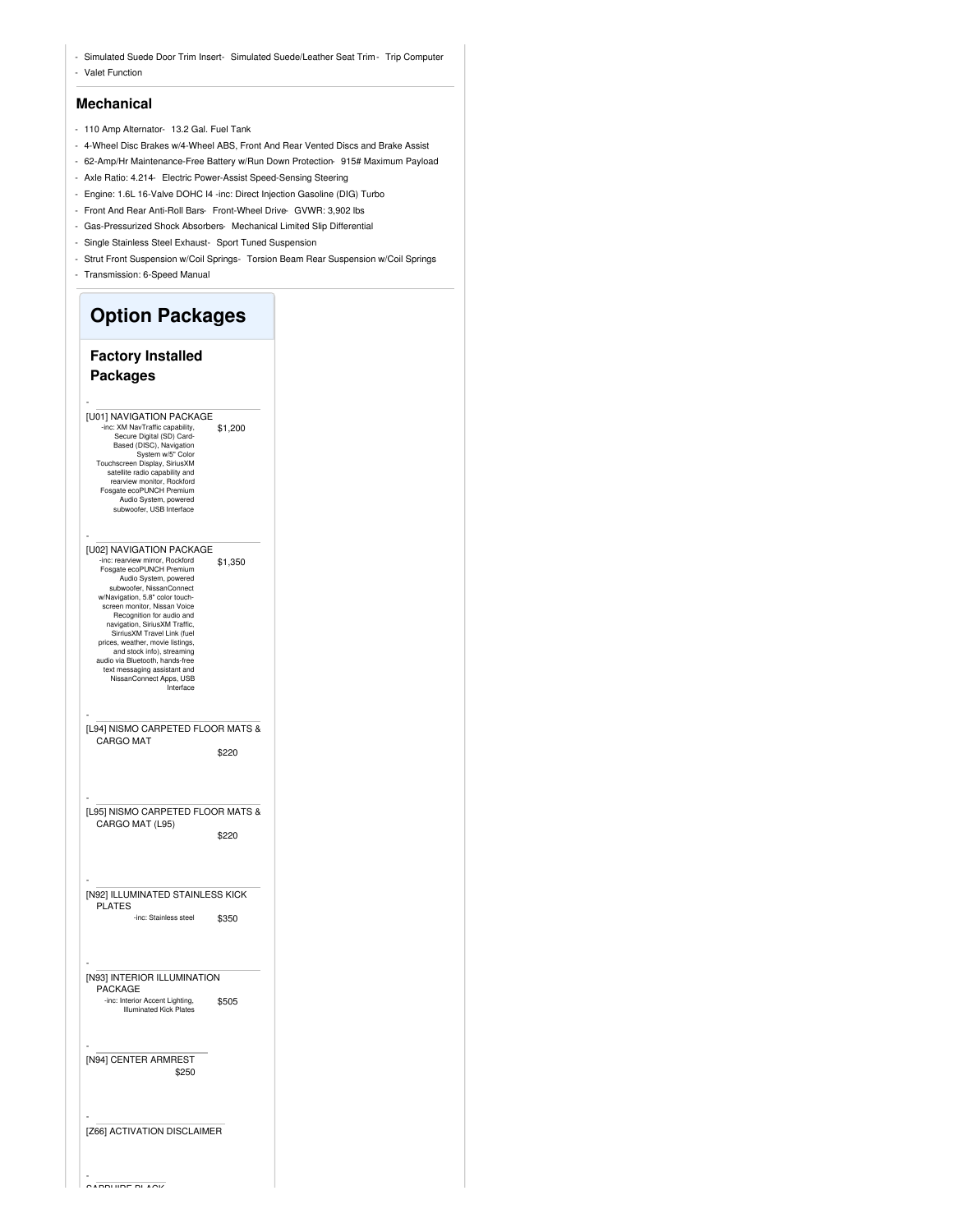- Simulated Suede Door Trim Insert- Simulated Suede/Leather Seat Trim- Trip Computer
- Valet Function

### Mechanical

- 110 Amp Alternator- 13.2 Gal. Fuel Tank
- 4-Wheel Disc Brakes w/4-Wheel ABS, Front And Rear Vented Discs and Brake Assist
- 62-Amp/Hr Maintenance-Free Battery w/Run Down Protection- 915# Maximum Payload
- Axle Ratio: 4.214- Electric Power-Assist Speed-Sensing Steering
- Engine: 1.6L 16-Valve DOHC I4 -inc: Direct Injection Gasoline (DIG) Turbo
- Front And Rear Anti-Roll Bars- Front-Wheel Drive- GVWR: 3,902 lbs
- Gas-Pressurized Shock Absorbers- Mechanical Limited Slip Differential
- Single Stainless Steel Exhaust- Sport Tuned Suspension
- Strut Front Suspension w/Coil Springs- Torsion Beam Rear Suspension w/Coil Springs
- Transmission: 6-Speed Manual

## Option Packages

### Factory Installed Packages

- [U01] NAVIGATION PACKAGE — $1,200
  -inc: XM NavTraffic capability, Secure Digital (SD) Card-Based (DISC), Navigation System w/5" Color Touchscreen Display, SiriusXM satellite radio capability and rearview monitor, Rockford Fosgate ecoPUNCH Premium Audio System, powered subwoofer, USB Interface

- [U02] NAVIGATION PACKAGE — $1,350
  -inc: rearview mirror, Rockford Fosgate ecoPUNCH Premium Audio System, powered subwoofer, NissanConnect w/Navigation, 5.8" color touch-screen monitor, Nissan Voice Recognition for audio and navigation, SiriusXM Traffic, SirriusXM Travel Link (fuel prices, weather, movie listings, and stock info), streaming audio via Bluetooth, hands-free text messaging assistant and NissanConnect Apps, USB Interface

- [L94] NISMO CARPETED FLOOR MATS & CARGO MAT — $220

- [L95] NISMO CARPETED FLOOR MATS & CARGO MAT (L95) — $220

- [N92] ILLUMINATED STAINLESS KICK PLATES — $350
  -inc: Stainless steel

- [N93] INTERIOR ILLUMINATION PACKAGE — $505
  -inc: Interior Accent Lighting, Illuminated Kick Plates

- [N94] CENTER ARMREST — $250

- [Z66] ACTIVATION DISCLAIMER

- SAPPHIRE BLACK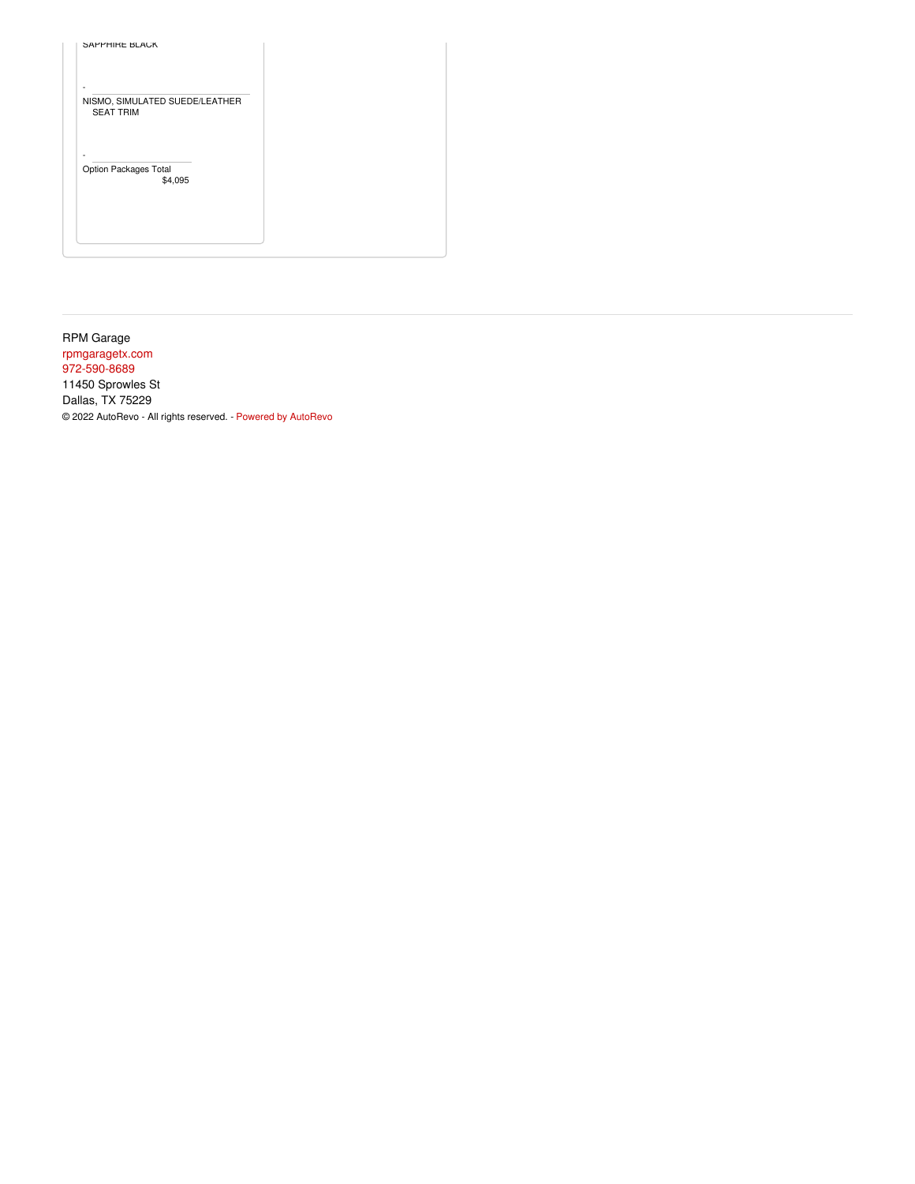SAPPHIRE BLACK

-

NISMO, SIMULATED SUEDE/LEATHER SEAT TRIM

-

Option Packages Total
$4,095

RPM Garage
rpmgaragetx.com
972-590-8689
11450 Sprowles St
Dallas, TX 75229
© 2022 AutoRevo - All rights reserved. - Powered by AutoRevo